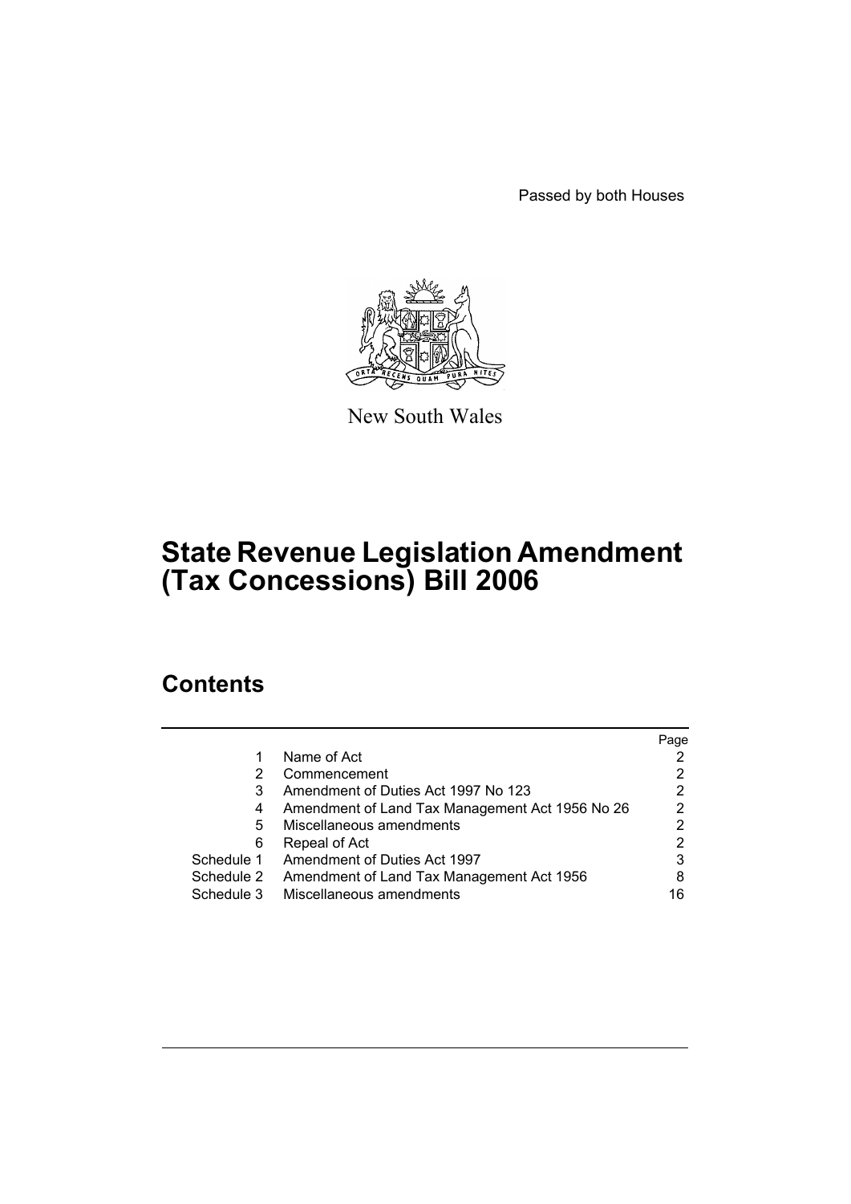Passed by both Houses

New South Wales

# State Revenue Legislation Amendment (Tax Concessions) Bill 2006

## Contents

| | | Page |
|---|---|---|
| 1 | Name of Act | 2 |
| 2 | Commencement | 2 |
| 3 | Amendment of Duties Act 1997 No 123 | 2 |
| 4 | Amendment of Land Tax Management Act 1956 No 26 | 2 |
| 5 | Miscellaneous amendments | 2 |
| 6 | Repeal of Act | 2 |
| Schedule 1 | Amendment of Duties Act 1997 | 3 |
| Schedule 2 | Amendment of Land Tax Management Act 1956 | 8 |
| Schedule 3 | Miscellaneous amendments | 16 |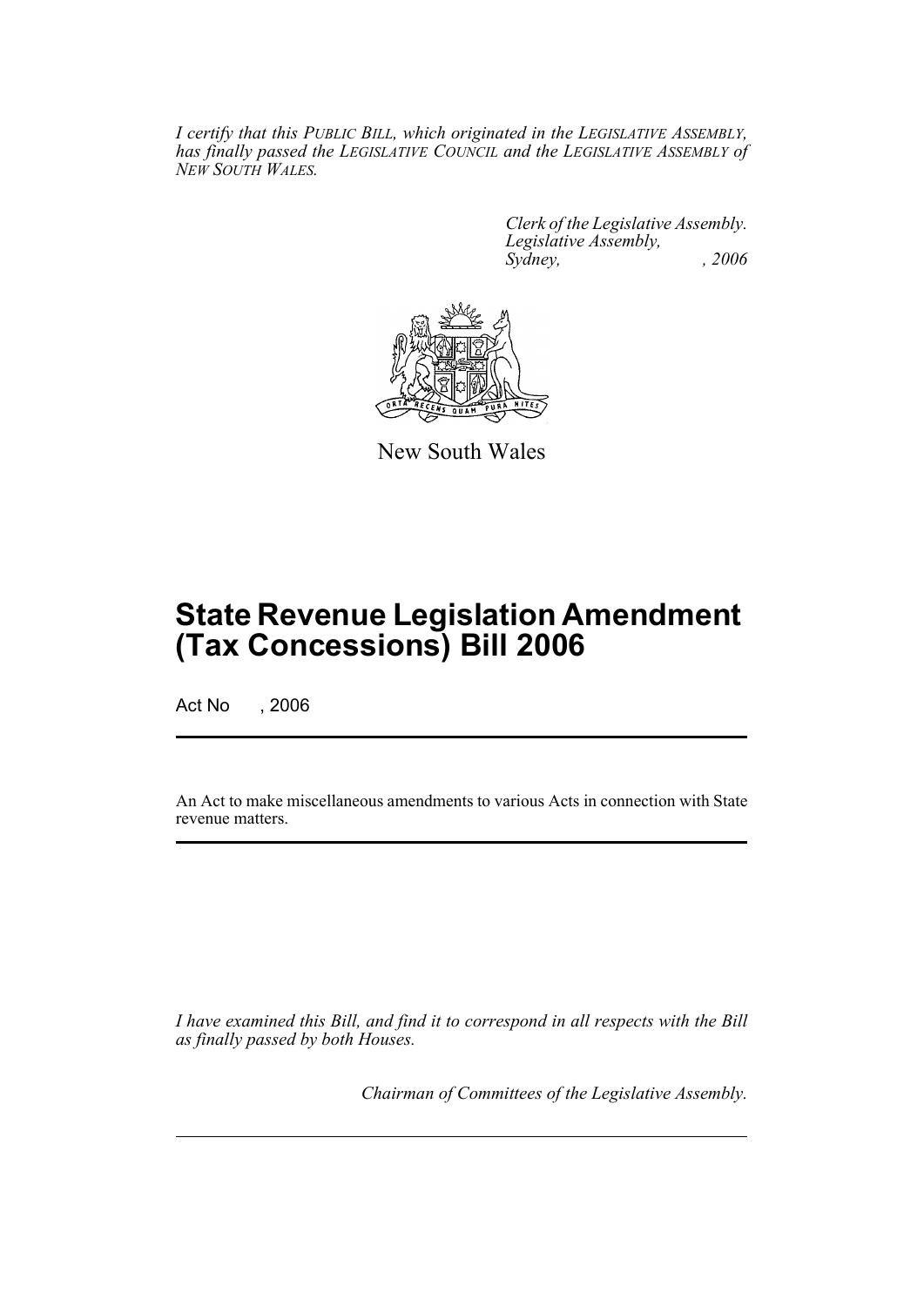*I certify that this PUBLIC BILL, which originated in the LEGISLATIVE ASSEMBLY, has finally passed the LEGISLATIVE COUNCIL and the LEGISLATIVE ASSEMBLY of NEW SOUTH WALES.*

*Clerk of the Legislative Assembly.*
*Legislative Assembly,*
*Sydney, , 2006*

New South Wales

# State Revenue Legislation Amendment (Tax Concessions) Bill 2006

Act No , 2006

An Act to make miscellaneous amendments to various Acts in connection with State revenue matters.

*I have examined this Bill, and find it to correspond in all respects with the Bill as finally passed by both Houses.*

*Chairman of Committees of the Legislative Assembly.*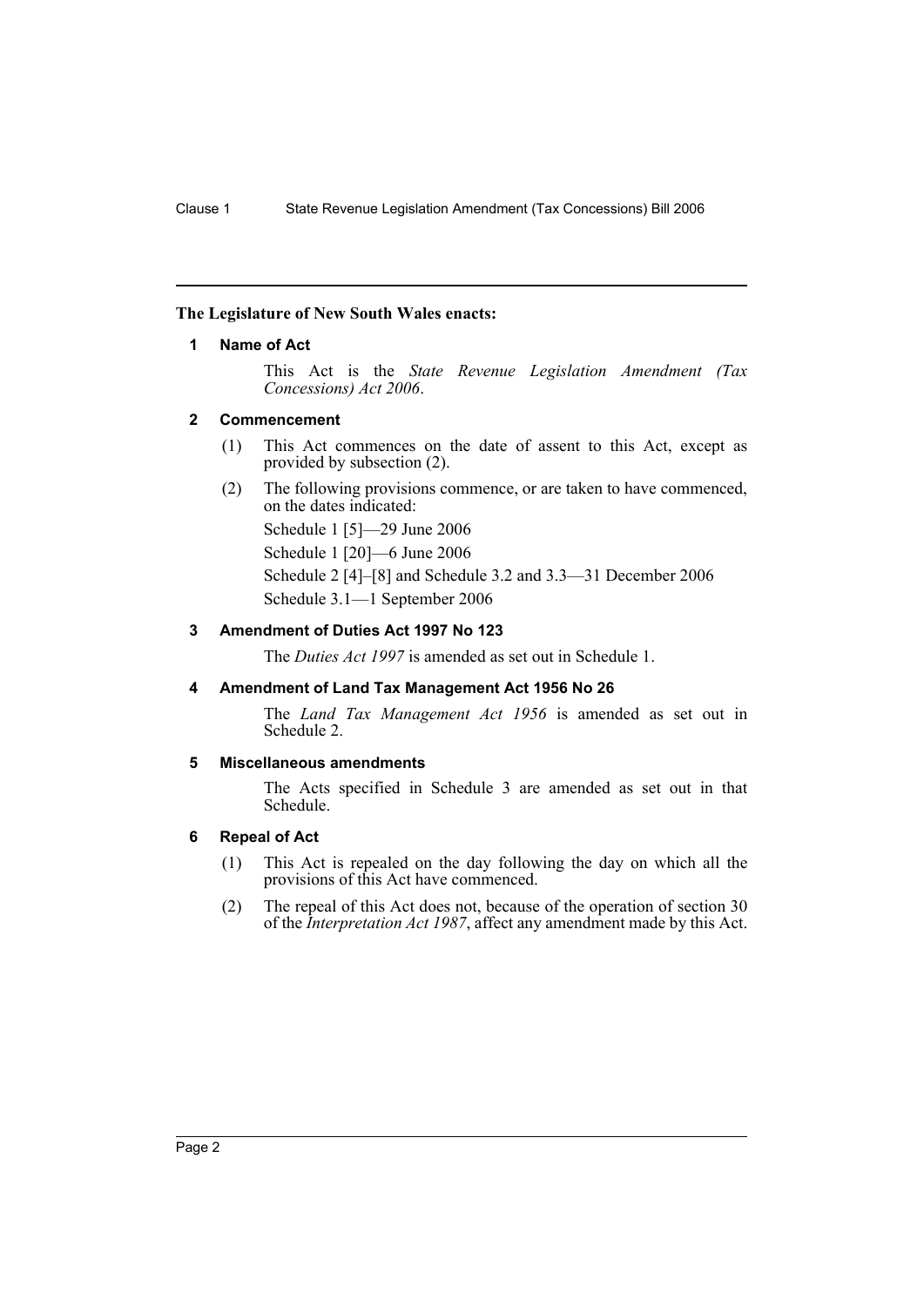**The Legislature of New South Wales enacts:**

### 1 Name of Act

This Act is the *State Revenue Legislation Amendment (Tax Concessions) Act 2006*.

### 2 Commencement

(1) This Act commences on the date of assent to this Act, except as provided by subsection (2).

(2) The following provisions commence, or are taken to have commenced, on the dates indicated:

Schedule 1 [5]—29 June 2006

Schedule 1 [20]—6 June 2006

Schedule 2 [4]–[8] and Schedule 3.2 and 3.3—31 December 2006

Schedule 3.1—1 September 2006

### 3 Amendment of Duties Act 1997 No 123

The *Duties Act 1997* is amended as set out in Schedule 1.

### 4 Amendment of Land Tax Management Act 1956 No 26

The *Land Tax Management Act 1956* is amended as set out in Schedule 2.

### 5 Miscellaneous amendments

The Acts specified in Schedule 3 are amended as set out in that Schedule.

### 6 Repeal of Act

(1) This Act is repealed on the day following the day on which all the provisions of this Act have commenced.

(2) The repeal of this Act does not, because of the operation of section 30 of the *Interpretation Act 1987*, affect any amendment made by this Act.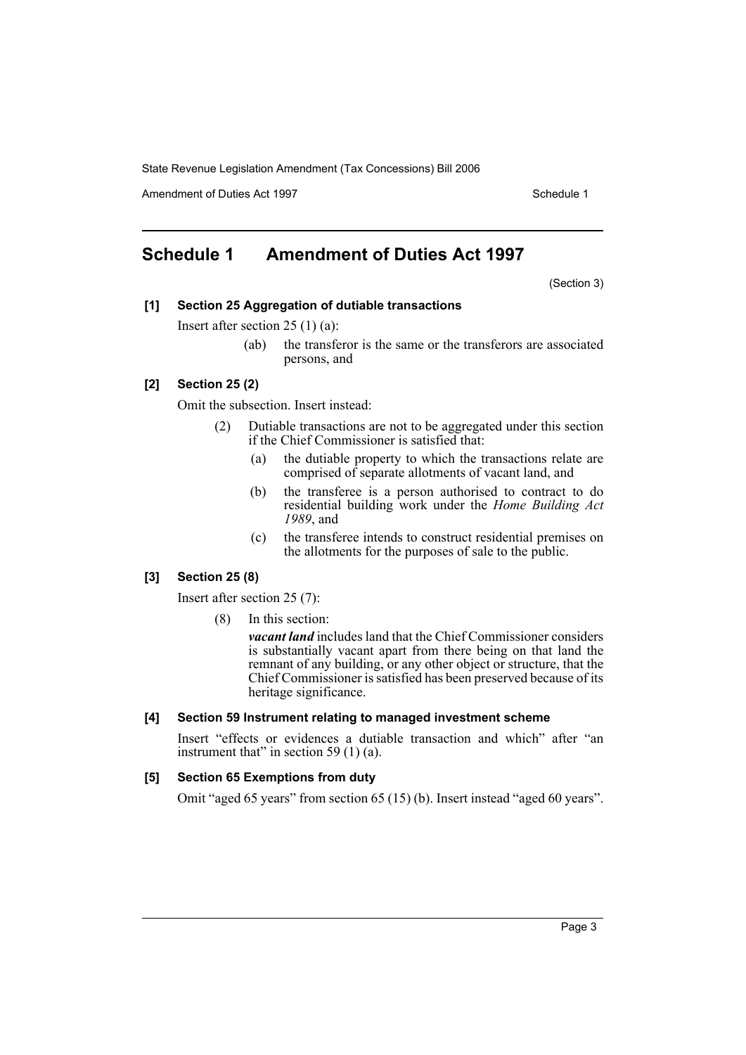## Schedule 1 Amendment of Duties Act 1997

(Section 3)

**[1] Section 25 Aggregation of dutiable transactions**

Insert after section 25 (1) (a):

> (ab) the transferor is the same or the transferors are associated persons, and

**[2] Section 25 (2)**

Omit the subsection. Insert instead:

> (2) Dutiable transactions are not to be aggregated under this section if the Chief Commissioner is satisfied that:
>
> (a) the dutiable property to which the transactions relate are comprised of separate allotments of vacant land, and
>
> (b) the transferee is a person authorised to contract to do residential building work under the *Home Building Act 1989*, and
>
> (c) the transferee intends to construct residential premises on the allotments for the purposes of sale to the public.

**[3] Section 25 (8)**

Insert after section 25 (7):

> (8) In this section:
>
> ***vacant land*** includes land that the Chief Commissioner considers is substantially vacant apart from there being on that land the remnant of any building, or any other object or structure, that the Chief Commissioner is satisfied has been preserved because of its heritage significance.

**[4] Section 59 Instrument relating to managed investment scheme**

Insert "effects or evidences a dutiable transaction and which" after "an instrument that" in section 59 (1) (a).

**[5] Section 65 Exemptions from duty**

Omit "aged 65 years" from section 65 (15) (b). Insert instead "aged 60 years".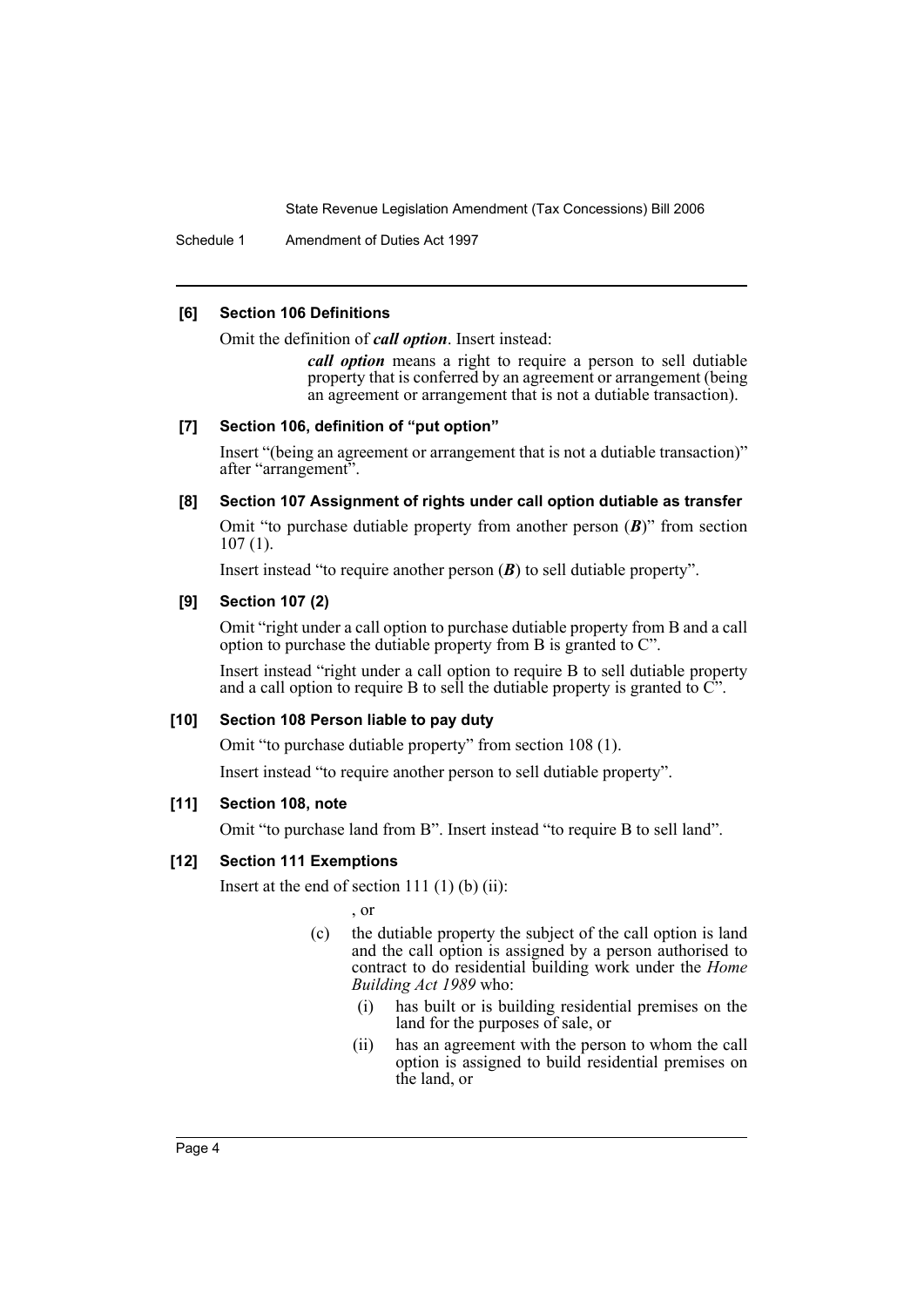### [6] Section 106 Definitions

Omit the definition of ***call option***. Insert instead:

> ***call option*** means a right to require a person to sell dutiable property that is conferred by an agreement or arrangement (being an agreement or arrangement that is not a dutiable transaction).

### [7] Section 106, definition of "put option"

Insert "(being an agreement or arrangement that is not a dutiable transaction)" after "arrangement".

### [8] Section 107 Assignment of rights under call option dutiable as transfer

Omit "to purchase dutiable property from another person (***B***)" from section 107 (1).

Insert instead "to require another person (***B***) to sell dutiable property".

### [9] Section 107 (2)

Omit "right under a call option to purchase dutiable property from B and a call option to purchase the dutiable property from B is granted to C".

Insert instead "right under a call option to require B to sell dutiable property and a call option to require B to sell the dutiable property is granted to C".

### [10] Section 108 Person liable to pay duty

Omit "to purchase dutiable property" from section 108 (1).

Insert instead "to require another person to sell dutiable property".

### [11] Section 108, note

Omit "to purchase land from B". Insert instead "to require B to sell land".

### [12] Section 111 Exemptions

Insert at the end of section 111 (1) (b) (ii):

> , or
>
> (c) the dutiable property the subject of the call option is land and the call option is assigned by a person authorised to contract to do residential building work under the *Home Building Act 1989* who:
>
> (i) has built or is building residential premises on the land for the purposes of sale, or
>
> (ii) has an agreement with the person to whom the call option is assigned to build residential premises on the land, or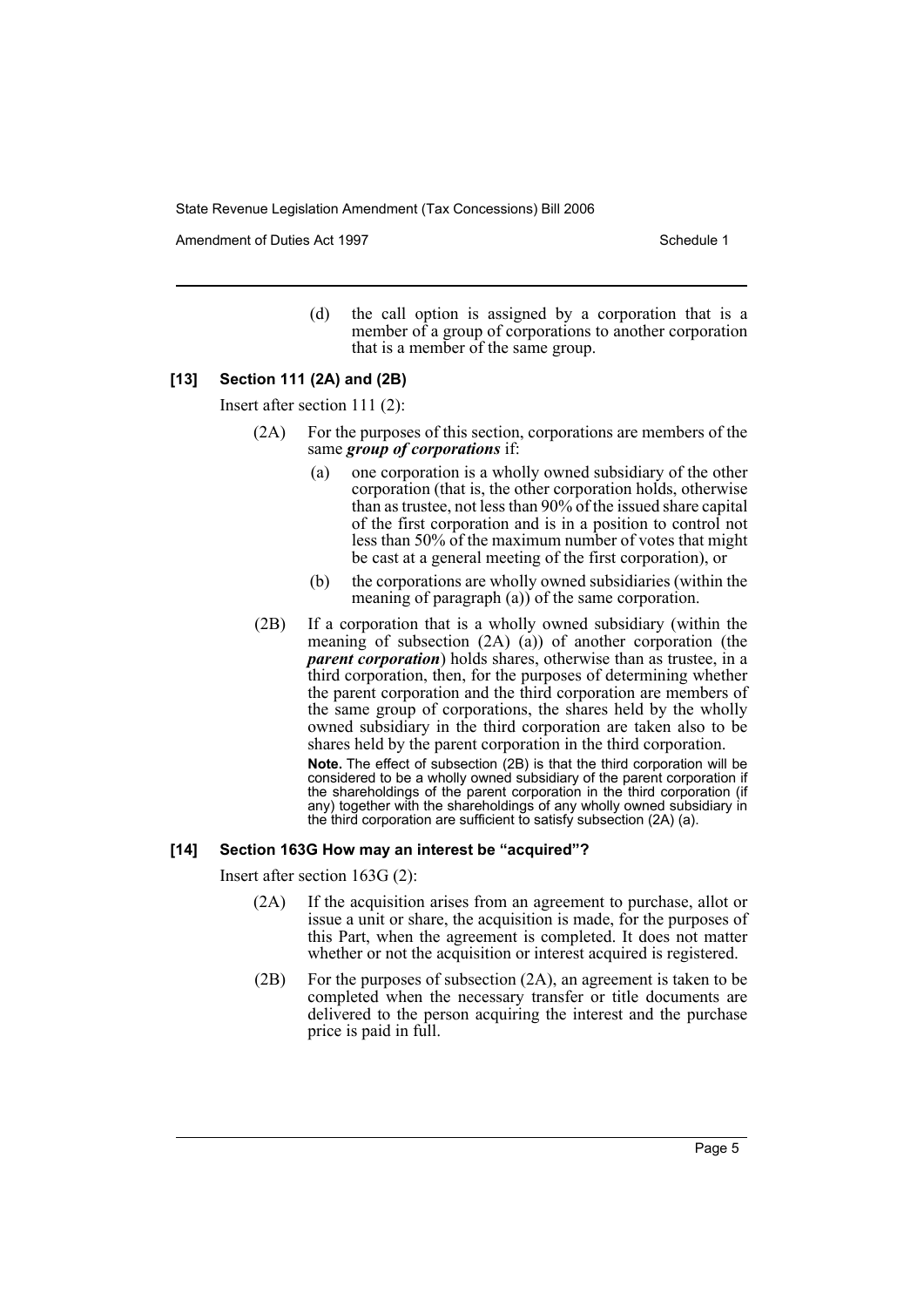(d) the call option is assigned by a corporation that is a member of a group of corporations to another corporation that is a member of the same group.

### [13] Section 111 (2A) and (2B)

Insert after section 111 (2):

(2A) For the purposes of this section, corporations are members of the same ***group of corporations*** if:

(a) one corporation is a wholly owned subsidiary of the other corporation (that is, the other corporation holds, otherwise than as trustee, not less than 90% of the issued share capital of the first corporation and is in a position to control not less than 50% of the maximum number of votes that might be cast at a general meeting of the first corporation), or

(b) the corporations are wholly owned subsidiaries (within the meaning of paragraph (a)) of the same corporation.

(2B) If a corporation that is a wholly owned subsidiary (within the meaning of subsection (2A) (a)) of another corporation (the ***parent corporation***) holds shares, otherwise than as trustee, in a third corporation, then, for the purposes of determining whether the parent corporation and the third corporation are members of the same group of corporations, the shares held by the wholly owned subsidiary in the third corporation are taken also to be shares held by the parent corporation in the third corporation.

**Note.** The effect of subsection (2B) is that the third corporation will be considered to be a wholly owned subsidiary of the parent corporation if the shareholdings of the parent corporation in the third corporation (if any) together with the shareholdings of any wholly owned subsidiary in the third corporation are sufficient to satisfy subsection (2A) (a).

### [14] Section 163G How may an interest be "acquired"?

Insert after section 163G (2):

(2A) If the acquisition arises from an agreement to purchase, allot or issue a unit or share, the acquisition is made, for the purposes of this Part, when the agreement is completed. It does not matter whether or not the acquisition or interest acquired is registered.

(2B) For the purposes of subsection (2A), an agreement is taken to be completed when the necessary transfer or title documents are delivered to the person acquiring the interest and the purchase price is paid in full.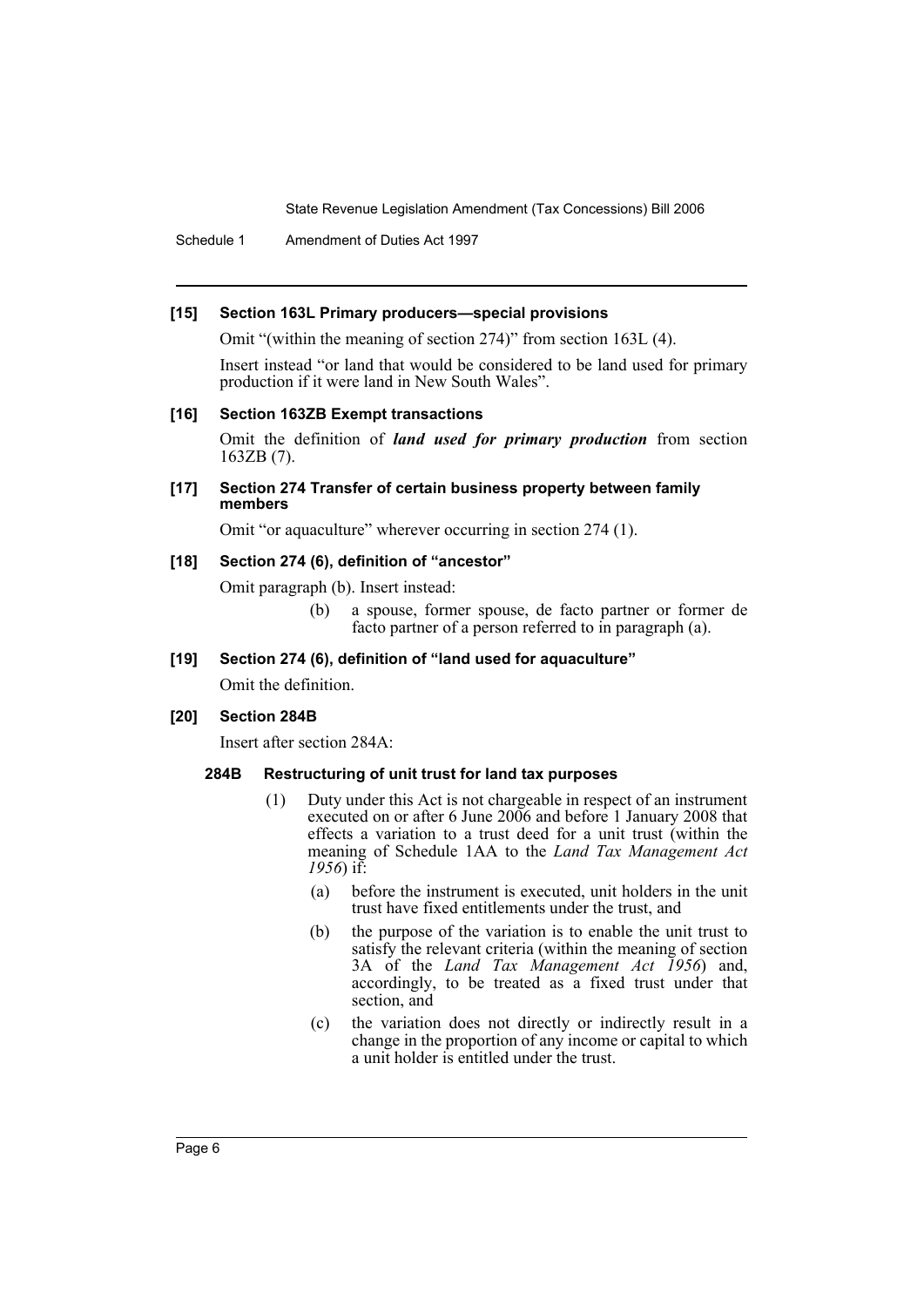#### [15] Section 163L Primary producers—special provisions

Omit "(within the meaning of section 274)" from section 163L (4).

Insert instead "or land that would be considered to be land used for primary production if it were land in New South Wales".

#### [16] Section 163ZB Exempt transactions

Omit the definition of ***land used for primary production*** from section 163ZB (7).

#### [17] Section 274 Transfer of certain business property between family members

Omit "or aquaculture" wherever occurring in section 274 (1).

#### [18] Section 274 (6), definition of "ancestor"

Omit paragraph (b). Insert instead:

> (b) a spouse, former spouse, de facto partner or former de facto partner of a person referred to in paragraph (a).

#### [19] Section 274 (6), definition of "land used for aquaculture"

Omit the definition.

#### [20] Section 284B

Insert after section 284A:

**284B Restructuring of unit trust for land tax purposes**

(1) Duty under this Act is not chargeable in respect of an instrument executed on or after 6 June 2006 and before 1 January 2008 that effects a variation to a trust deed for a unit trust (within the meaning of Schedule 1AA to the *Land Tax Management Act 1956*) if:

(a) before the instrument is executed, unit holders in the unit trust have fixed entitlements under the trust, and

(b) the purpose of the variation is to enable the unit trust to satisfy the relevant criteria (within the meaning of section 3A of the *Land Tax Management Act 1956*) and, accordingly, to be treated as a fixed trust under that section, and

(c) the variation does not directly or indirectly result in a change in the proportion of any income or capital to which a unit holder is entitled under the trust.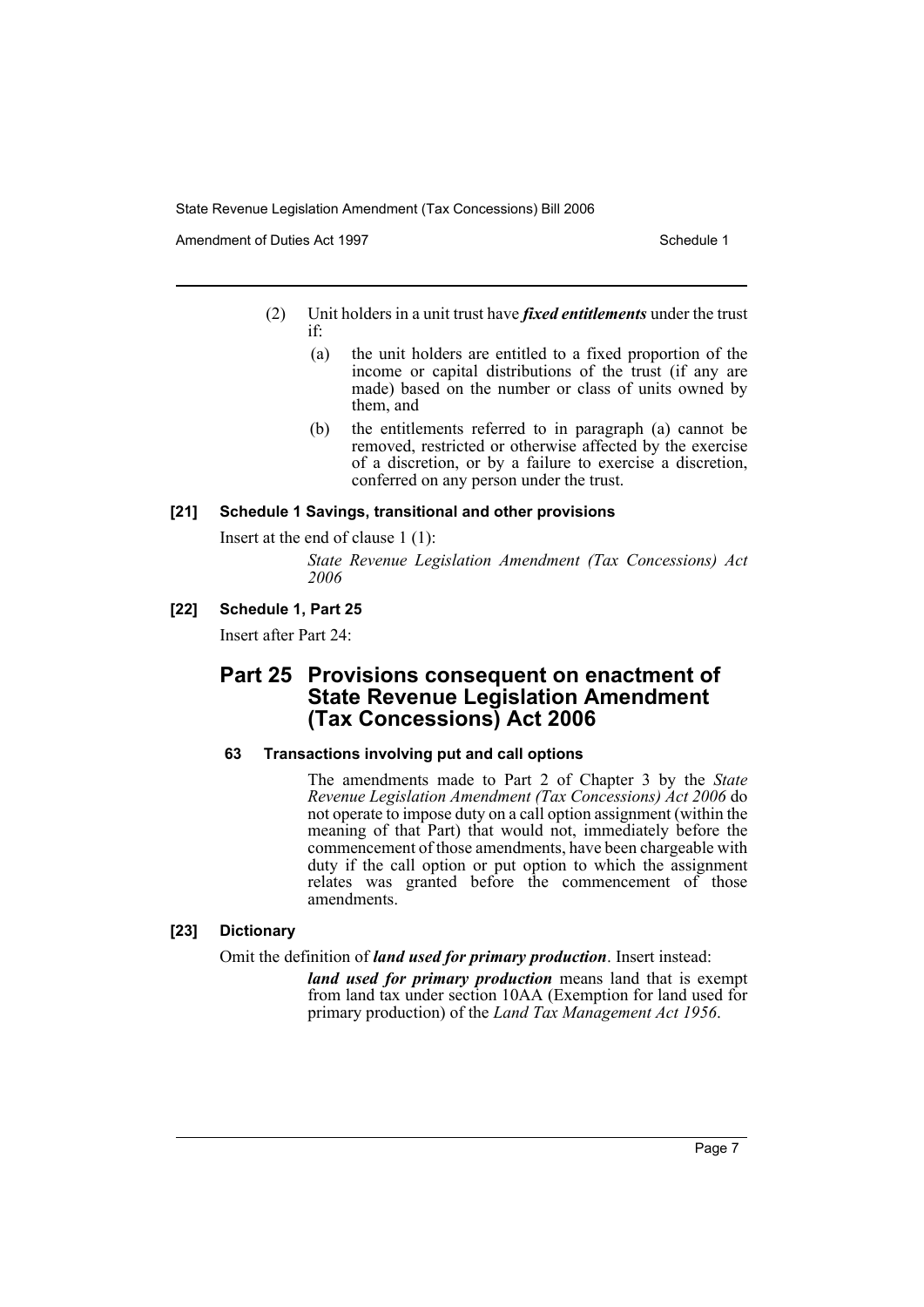(2) Unit holders in a unit trust have ***fixed entitlements*** under the trust if:

(a) the unit holders are entitled to a fixed proportion of the income or capital distributions of the trust (if any are made) based on the number or class of units owned by them, and

(b) the entitlements referred to in paragraph (a) cannot be removed, restricted or otherwise affected by the exercise of a discretion, or by a failure to exercise a discretion, conferred on any person under the trust.

#### [21] Schedule 1 Savings, transitional and other provisions

Insert at the end of clause 1 (1):

*State Revenue Legislation Amendment (Tax Concessions) Act 2006*

#### [22] Schedule 1, Part 25

Insert after Part 24:

## Part 25 Provisions consequent on enactment of State Revenue Legislation Amendment (Tax Concessions) Act 2006

#### 63 Transactions involving put and call options

The amendments made to Part 2 of Chapter 3 by the *State Revenue Legislation Amendment (Tax Concessions) Act 2006* do not operate to impose duty on a call option assignment (within the meaning of that Part) that would not, immediately before the commencement of those amendments, have been chargeable with duty if the call option or put option to which the assignment relates was granted before the commencement of those amendments.

#### [23] Dictionary

Omit the definition of ***land used for primary production***. Insert instead:

***land used for primary production*** means land that is exempt from land tax under section 10AA (Exemption for land used for primary production) of the *Land Tax Management Act 1956*.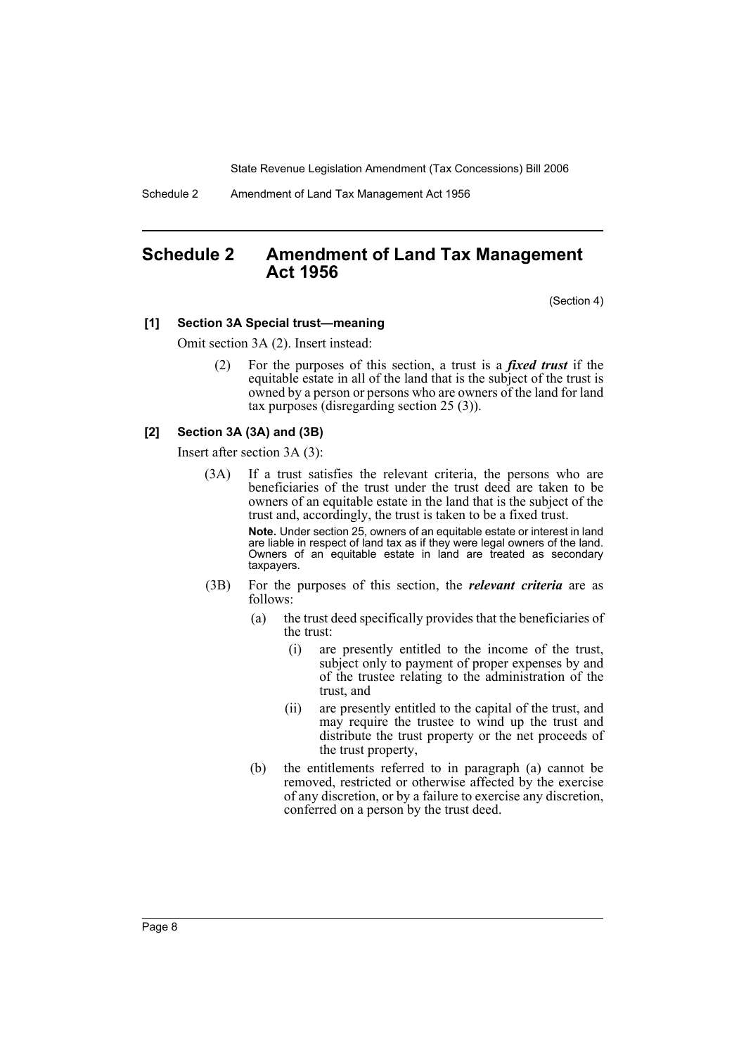# Schedule 2 Amendment of Land Tax Management Act 1956

(Section 4)

**[1] Section 3A Special trust—meaning**

Omit section 3A (2). Insert instead:

> (2) For the purposes of this section, a trust is a ***fixed trust*** if the equitable estate in all of the land that is the subject of the trust is owned by a person or persons who are owners of the land for land tax purposes (disregarding section 25 (3)).

**[2] Section 3A (3A) and (3B)**

Insert after section 3A (3):

> (3A) If a trust satisfies the relevant criteria, the persons who are beneficiaries of the trust under the trust deed are taken to be owners of an equitable estate in the land that is the subject of the trust and, accordingly, the trust is taken to be a fixed trust.
>
> **Note.** Under section 25, owners of an equitable estate or interest in land are liable in respect of land tax as if they were legal owners of the land. Owners of an equitable estate in land are treated as secondary taxpayers.
>
> (3B) For the purposes of this section, the ***relevant criteria*** are as follows:
>
> (a) the trust deed specifically provides that the beneficiaries of the trust:
>
> (i) are presently entitled to the income of the trust, subject only to payment of proper expenses by and of the trustee relating to the administration of the trust, and
>
> (ii) are presently entitled to the capital of the trust, and may require the trustee to wind up the trust and distribute the trust property or the net proceeds of the trust property,
>
> (b) the entitlements referred to in paragraph (a) cannot be removed, restricted or otherwise affected by the exercise of any discretion, or by a failure to exercise any discretion, conferred on a person by the trust deed.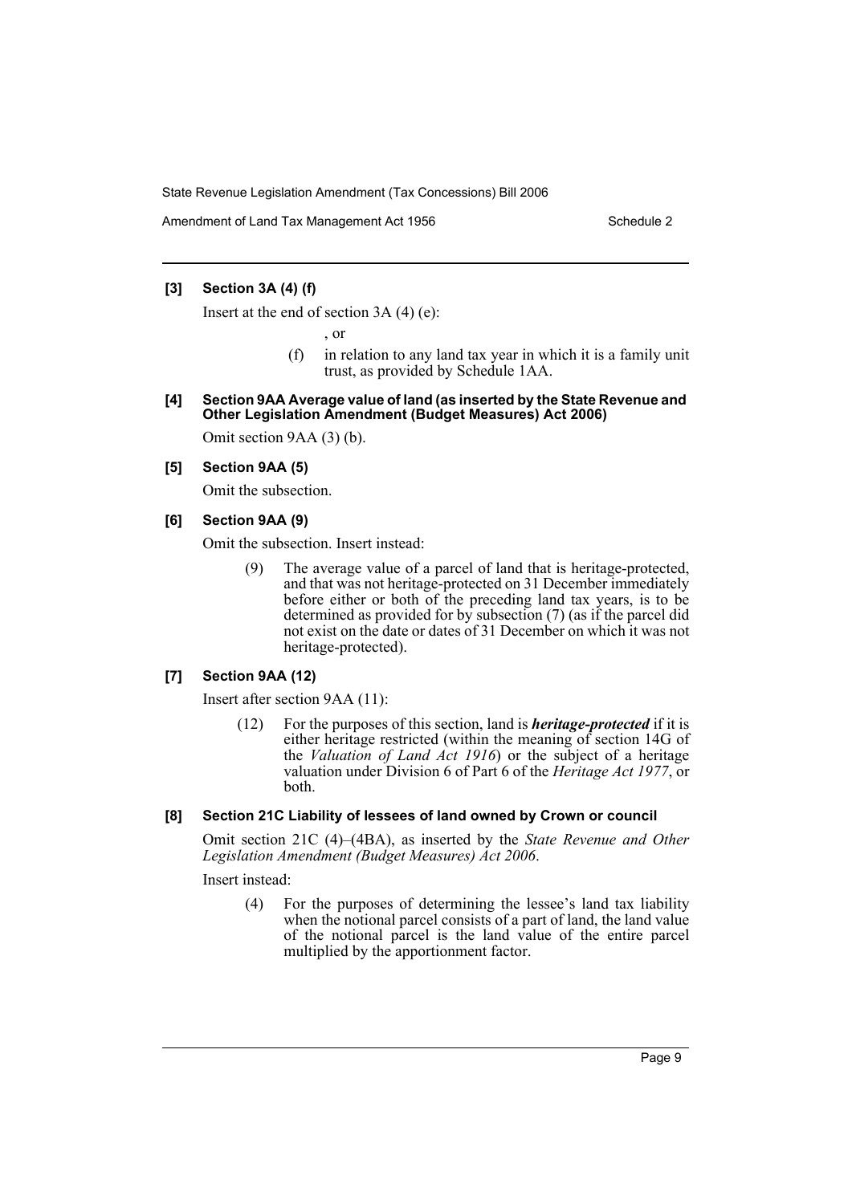### [3] Section 3A (4) (f)

Insert at the end of section 3A (4) (e):

, or

(f) in relation to any land tax year in which it is a family unit trust, as provided by Schedule 1AA.

### [4] Section 9AA Average value of land (as inserted by the State Revenue and Other Legislation Amendment (Budget Measures) Act 2006)

Omit section 9AA (3) (b).

### [5] Section 9AA (5)

Omit the subsection.

### [6] Section 9AA (9)

Omit the subsection. Insert instead:

(9) The average value of a parcel of land that is heritage-protected, and that was not heritage-protected on 31 December immediately before either or both of the preceding land tax years, is to be determined as provided for by subsection (7) (as if the parcel did not exist on the date or dates of 31 December on which it was not heritage-protected).

### [7] Section 9AA (12)

Insert after section 9AA (11):

(12) For the purposes of this section, land is ***heritage-protected*** if it is either heritage restricted (within the meaning of section 14G of the *Valuation of Land Act 1916*) or the subject of a heritage valuation under Division 6 of Part 6 of the *Heritage Act 1977*, or both.

### [8] Section 21C Liability of lessees of land owned by Crown or council

Omit section 21C (4)–(4BA), as inserted by the *State Revenue and Other Legislation Amendment (Budget Measures) Act 2006*.

Insert instead:

(4) For the purposes of determining the lessee's land tax liability when the notional parcel consists of a part of land, the land value of the notional parcel is the land value of the entire parcel multiplied by the apportionment factor.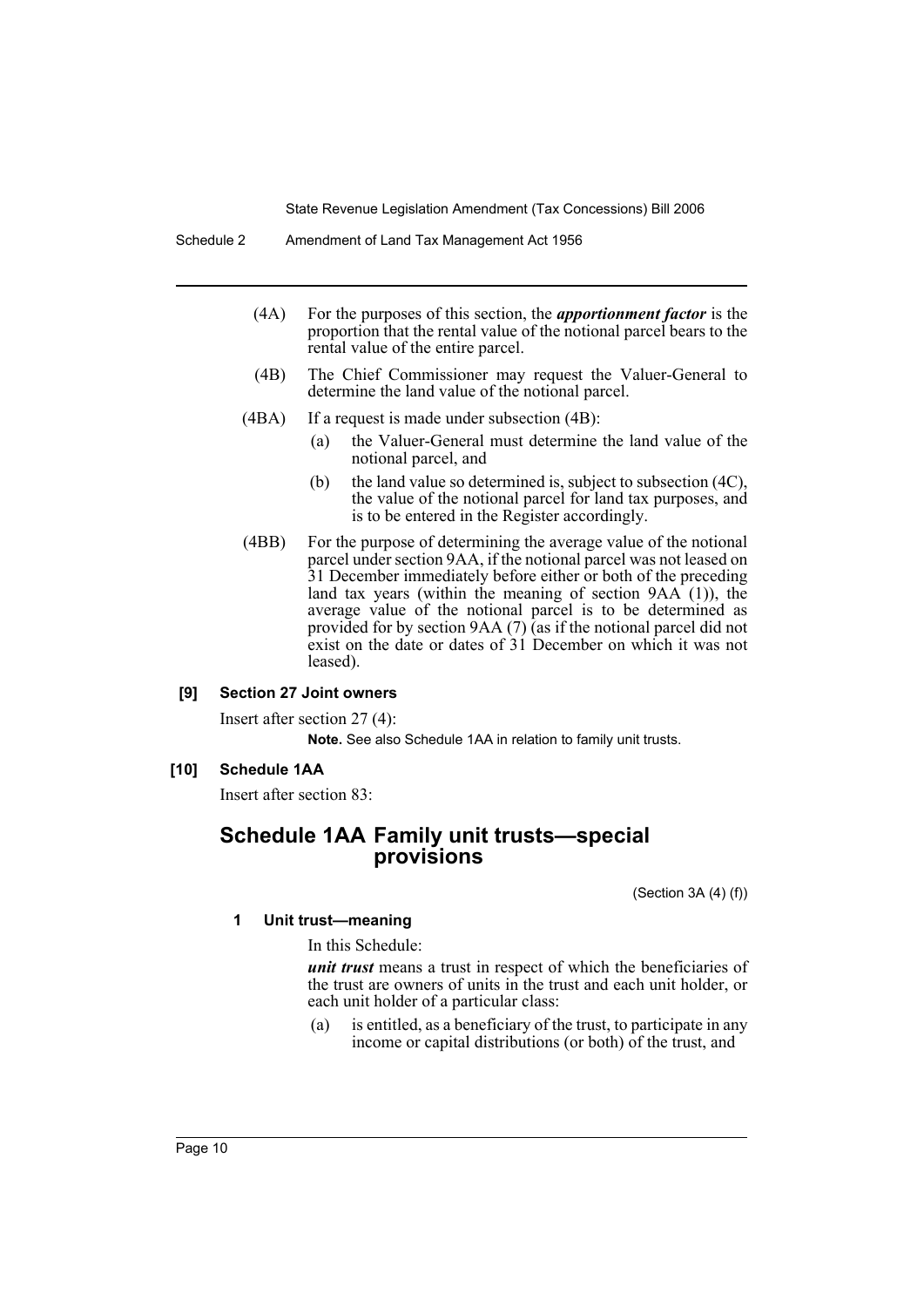(4A) For the purposes of this section, the ***apportionment factor*** is the proportion that the rental value of the notional parcel bears to the rental value of the entire parcel.

(4B) The Chief Commissioner may request the Valuer-General to determine the land value of the notional parcel.

(4BA) If a request is made under subsection (4B):

- (a) the Valuer-General must determine the land value of the notional parcel, and
- (b) the land value so determined is, subject to subsection (4C), the value of the notional parcel for land tax purposes, and is to be entered in the Register accordingly.

(4BB) For the purpose of determining the average value of the notional parcel under section 9AA, if the notional parcel was not leased on 31 December immediately before either or both of the preceding land tax years (within the meaning of section 9AA (1)), the average value of the notional parcel is to be determined as provided for by section 9AA (7) (as if the notional parcel did not exist on the date or dates of 31 December on which it was not leased).

**[9] Section 27 Joint owners**

Insert after section 27 (4):

**Note.** See also Schedule 1AA in relation to family unit trusts.

**[10] Schedule 1AA**

Insert after section 83:

## Schedule 1AA Family unit trusts—special provisions

(Section 3A (4) (f))

**1 Unit trust—meaning**

In this Schedule:

***unit trust*** means a trust in respect of which the beneficiaries of the trust are owners of units in the trust and each unit holder, or each unit holder of a particular class:

- (a) is entitled, as a beneficiary of the trust, to participate in any income or capital distributions (or both) of the trust, and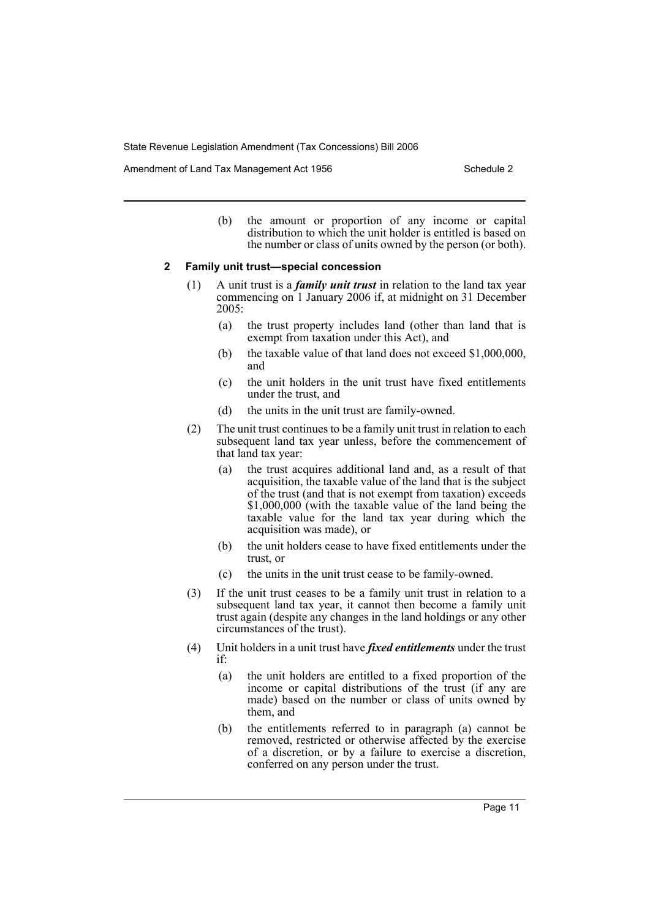(b) the amount or proportion of any income or capital distribution to which the unit holder is entitled is based on the number or class of units owned by the person (or both).

### 2 Family unit trust—special concession

(1) A unit trust is a ***family unit trust*** in relation to the land tax year commencing on 1 January 2006 if, at midnight on 31 December 2005:

(a) the trust property includes land (other than land that is exempt from taxation under this Act), and

(b) the taxable value of that land does not exceed $1,000,000, and

(c) the unit holders in the unit trust have fixed entitlements under the trust, and

(d) the units in the unit trust are family-owned.

(2) The unit trust continues to be a family unit trust in relation to each subsequent land tax year unless, before the commencement of that land tax year:

(a) the trust acquires additional land and, as a result of that acquisition, the taxable value of the land that is the subject of the trust (and that is not exempt from taxation) exceeds $1,000,000 (with the taxable value of the land being the taxable value for the land tax year during which the acquisition was made), or

(b) the unit holders cease to have fixed entitlements under the trust, or

(c) the units in the unit trust cease to be family-owned.

(3) If the unit trust ceases to be a family unit trust in relation to a subsequent land tax year, it cannot then become a family unit trust again (despite any changes in the land holdings or any other circumstances of the trust).

(4) Unit holders in a unit trust have ***fixed entitlements*** under the trust if:

(a) the unit holders are entitled to a fixed proportion of the income or capital distributions of the trust (if any are made) based on the number or class of units owned by them, and

(b) the entitlements referred to in paragraph (a) cannot be removed, restricted or otherwise affected by the exercise of a discretion, or by a failure to exercise a discretion, conferred on any person under the trust.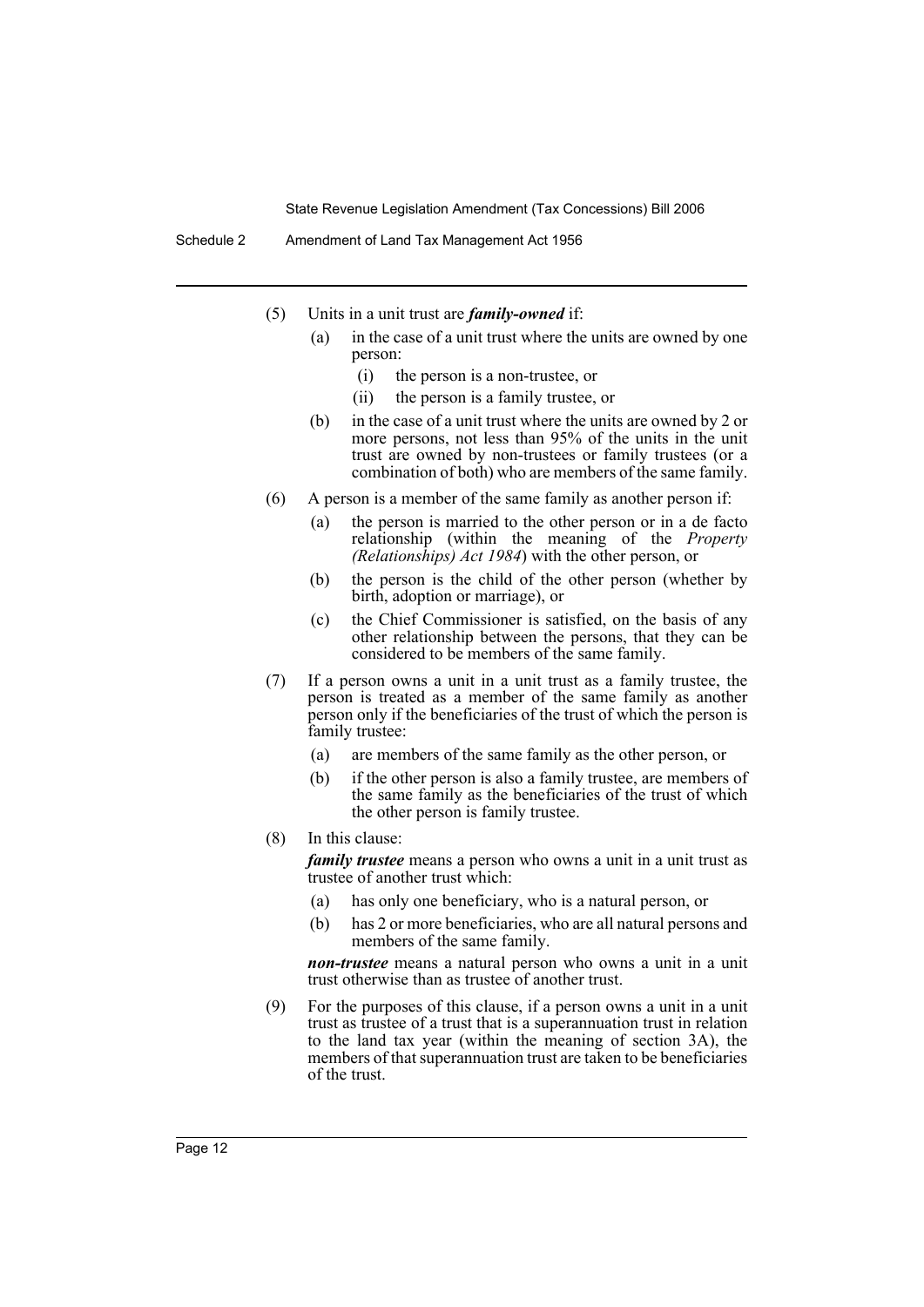(5) Units in a unit trust are ***family-owned*** if:

- (a) in the case of a unit trust where the units are owned by one person:
  - (i) the person is a non-trustee, or
  - (ii) the person is a family trustee, or
- (b) in the case of a unit trust where the units are owned by 2 or more persons, not less than 95% of the units in the unit trust are owned by non-trustees or family trustees (or a combination of both) who are members of the same family.

(6) A person is a member of the same family as another person if:

- (a) the person is married to the other person or in a de facto relationship (within the meaning of the *Property (Relationships) Act 1984*) with the other person, or
- (b) the person is the child of the other person (whether by birth, adoption or marriage), or
- (c) the Chief Commissioner is satisfied, on the basis of any other relationship between the persons, that they can be considered to be members of the same family.

(7) If a person owns a unit in a unit trust as a family trustee, the person is treated as a member of the same family as another person only if the beneficiaries of the trust of which the person is family trustee:

- (a) are members of the same family as the other person, or
- (b) if the other person is also a family trustee, are members of the same family as the beneficiaries of the trust of which the other person is family trustee.

(8) In this clause:

***family trustee*** means a person who owns a unit in a unit trust as trustee of another trust which:

- (a) has only one beneficiary, who is a natural person, or
- (b) has 2 or more beneficiaries, who are all natural persons and members of the same family.

***non-trustee*** means a natural person who owns a unit in a unit trust otherwise than as trustee of another trust.

(9) For the purposes of this clause, if a person owns a unit in a unit trust as trustee of a trust that is a superannuation trust in relation to the land tax year (within the meaning of section 3A), the members of that superannuation trust are taken to be beneficiaries of the trust.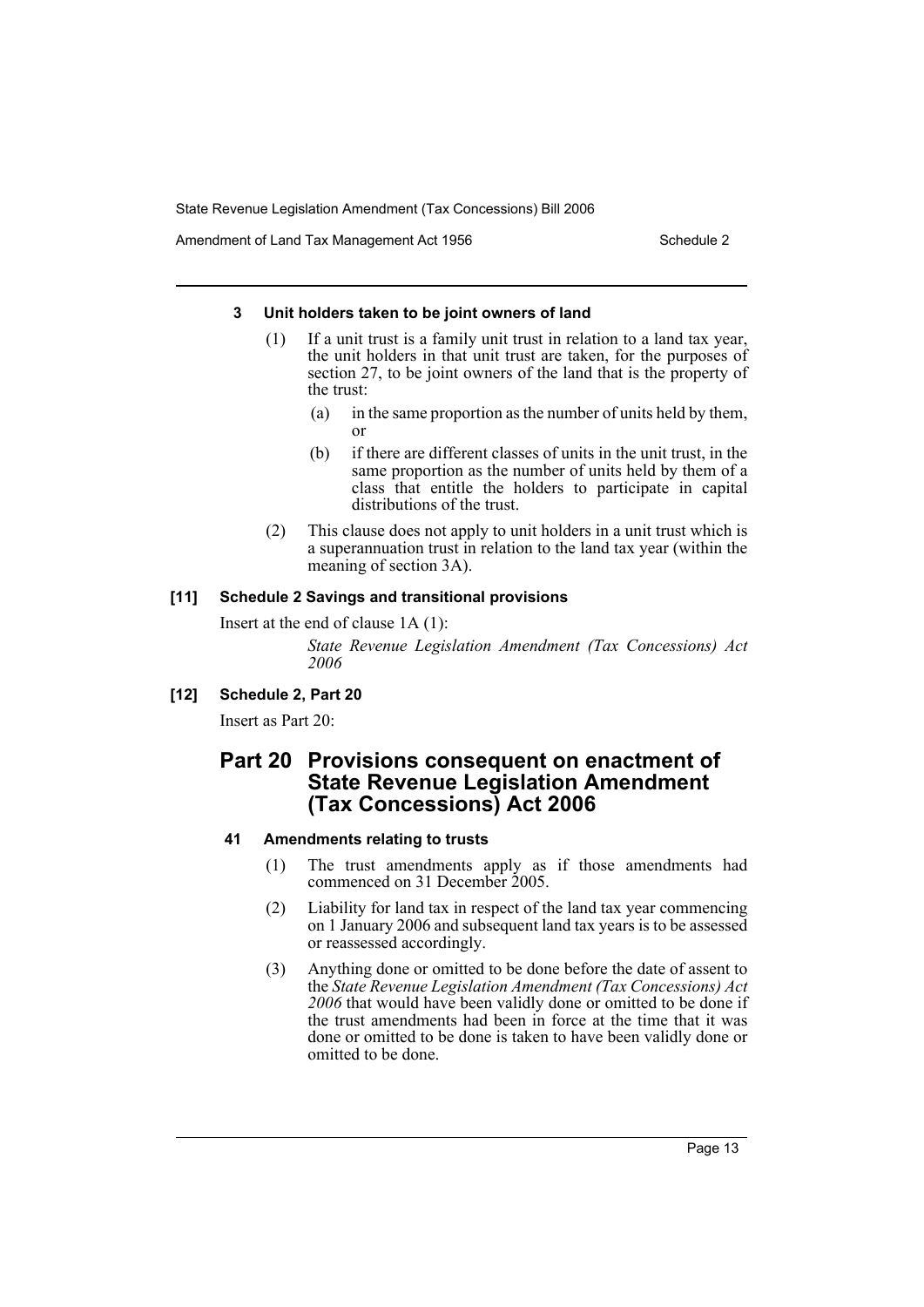#### 3 Unit holders taken to be joint owners of land

(1) If a unit trust is a family unit trust in relation to a land tax year, the unit holders in that unit trust are taken, for the purposes of section 27, to be joint owners of the land that is the property of the trust:

- (a) in the same proportion as the number of units held by them, or
- (b) if there are different classes of units in the unit trust, in the same proportion as the number of units held by them of a class that entitle the holders to participate in capital distributions of the trust.

(2) This clause does not apply to unit holders in a unit trust which is a superannuation trust in relation to the land tax year (within the meaning of section 3A).

#### [11] Schedule 2 Savings and transitional provisions

Insert at the end of clause 1A (1):

*State Revenue Legislation Amendment (Tax Concessions) Act 2006*

#### [12] Schedule 2, Part 20

Insert as Part 20:

## Part 20 Provisions consequent on enactment of State Revenue Legislation Amendment (Tax Concessions) Act 2006

#### 41 Amendments relating to trusts

(1) The trust amendments apply as if those amendments had commenced on 31 December 2005.

(2) Liability for land tax in respect of the land tax year commencing on 1 January 2006 and subsequent land tax years is to be assessed or reassessed accordingly.

(3) Anything done or omitted to be done before the date of assent to the *State Revenue Legislation Amendment (Tax Concessions) Act 2006* that would have been validly done or omitted to be done if the trust amendments had been in force at the time that it was done or omitted to be done is taken to have been validly done or omitted to be done.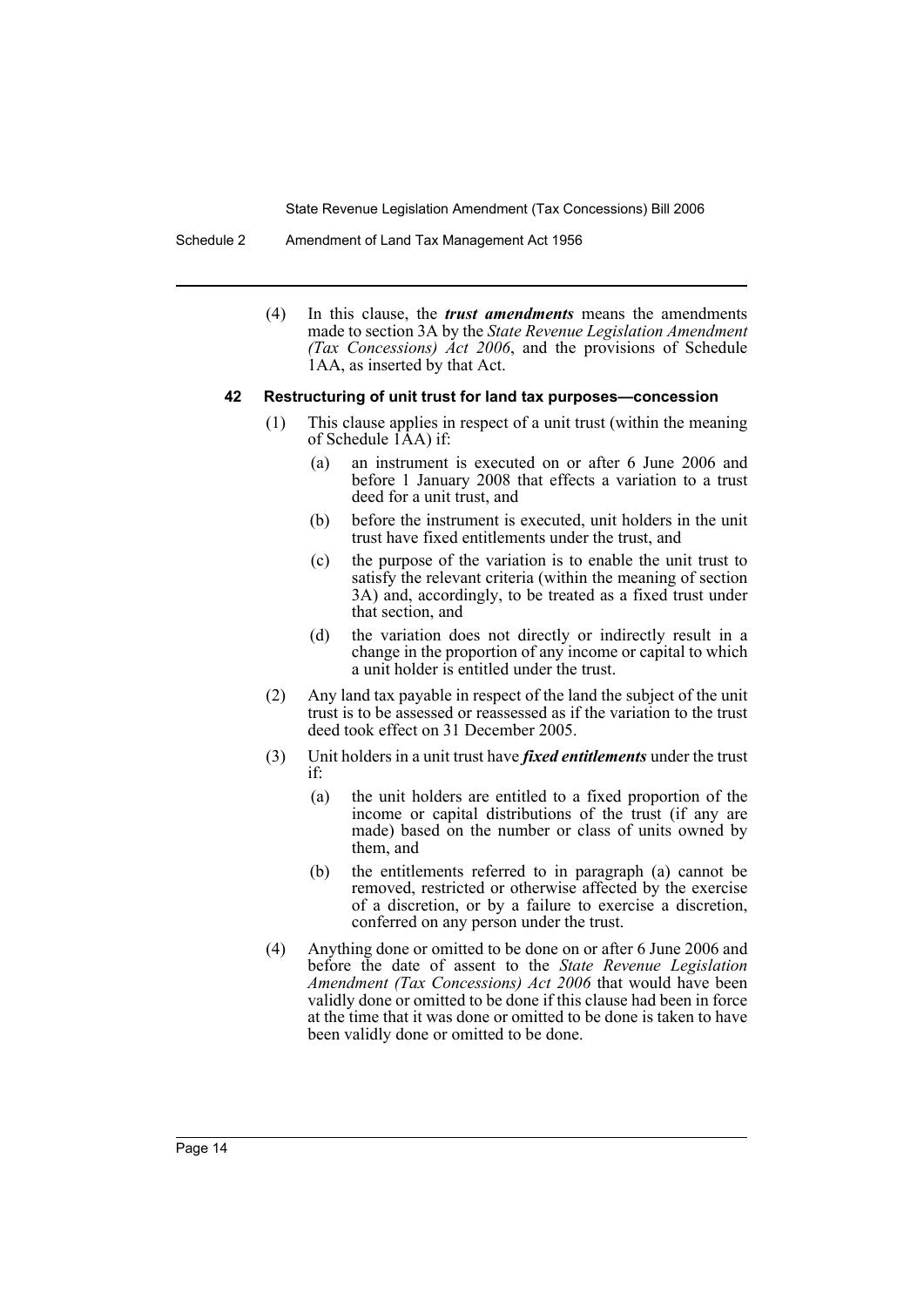(4) In this clause, the ***trust amendments*** means the amendments made to section 3A by the *State Revenue Legislation Amendment (Tax Concessions) Act 2006*, and the provisions of Schedule 1AA, as inserted by that Act.

#### 42 Restructuring of unit trust for land tax purposes—concession

(1) This clause applies in respect of a unit trust (within the meaning of Schedule 1AA) if:

   (a) an instrument is executed on or after 6 June 2006 and before 1 January 2008 that effects a variation to a trust deed for a unit trust, and

   (b) before the instrument is executed, unit holders in the unit trust have fixed entitlements under the trust, and

   (c) the purpose of the variation is to enable the unit trust to satisfy the relevant criteria (within the meaning of section 3A) and, accordingly, to be treated as a fixed trust under that section, and

   (d) the variation does not directly or indirectly result in a change in the proportion of any income or capital to which a unit holder is entitled under the trust.

(2) Any land tax payable in respect of the land the subject of the unit trust is to be assessed or reassessed as if the variation to the trust deed took effect on 31 December 2005.

(3) Unit holders in a unit trust have ***fixed entitlements*** under the trust if:

   (a) the unit holders are entitled to a fixed proportion of the income or capital distributions of the trust (if any are made) based on the number or class of units owned by them, and

   (b) the entitlements referred to in paragraph (a) cannot be removed, restricted or otherwise affected by the exercise of a discretion, or by a failure to exercise a discretion, conferred on any person under the trust.

(4) Anything done or omitted to be done on or after 6 June 2006 and before the date of assent to the *State Revenue Legislation Amendment (Tax Concessions) Act 2006* that would have been validly done or omitted to be done if this clause had been in force at the time that it was done or omitted to be done is taken to have been validly done or omitted to be done.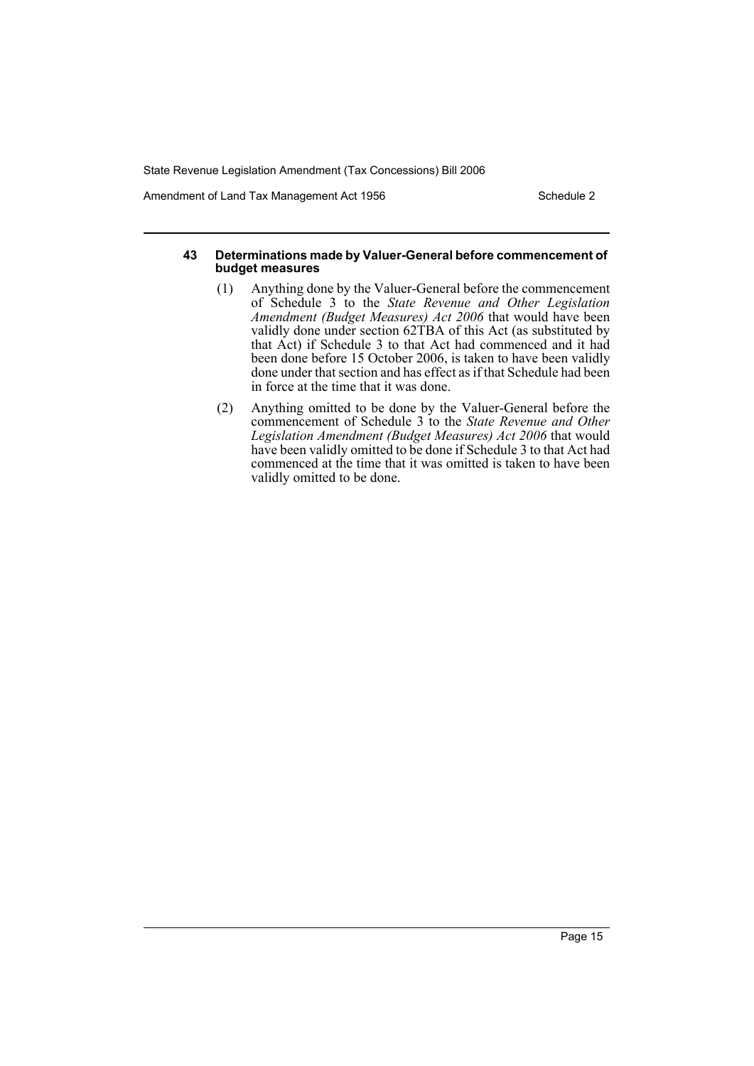#### 43 Determinations made by Valuer-General before commencement of budget measures

(1) Anything done by the Valuer-General before the commencement of Schedule 3 to the *State Revenue and Other Legislation Amendment (Budget Measures) Act 2006* that would have been validly done under section 62TBA of this Act (as substituted by that Act) if Schedule 3 to that Act had commenced and it had been done before 15 October 2006, is taken to have been validly done under that section and has effect as if that Schedule had been in force at the time that it was done.

(2) Anything omitted to be done by the Valuer-General before the commencement of Schedule 3 to the *State Revenue and Other Legislation Amendment (Budget Measures) Act 2006* that would have been validly omitted to be done if Schedule 3 to that Act had commenced at the time that it was omitted is taken to have been validly omitted to be done.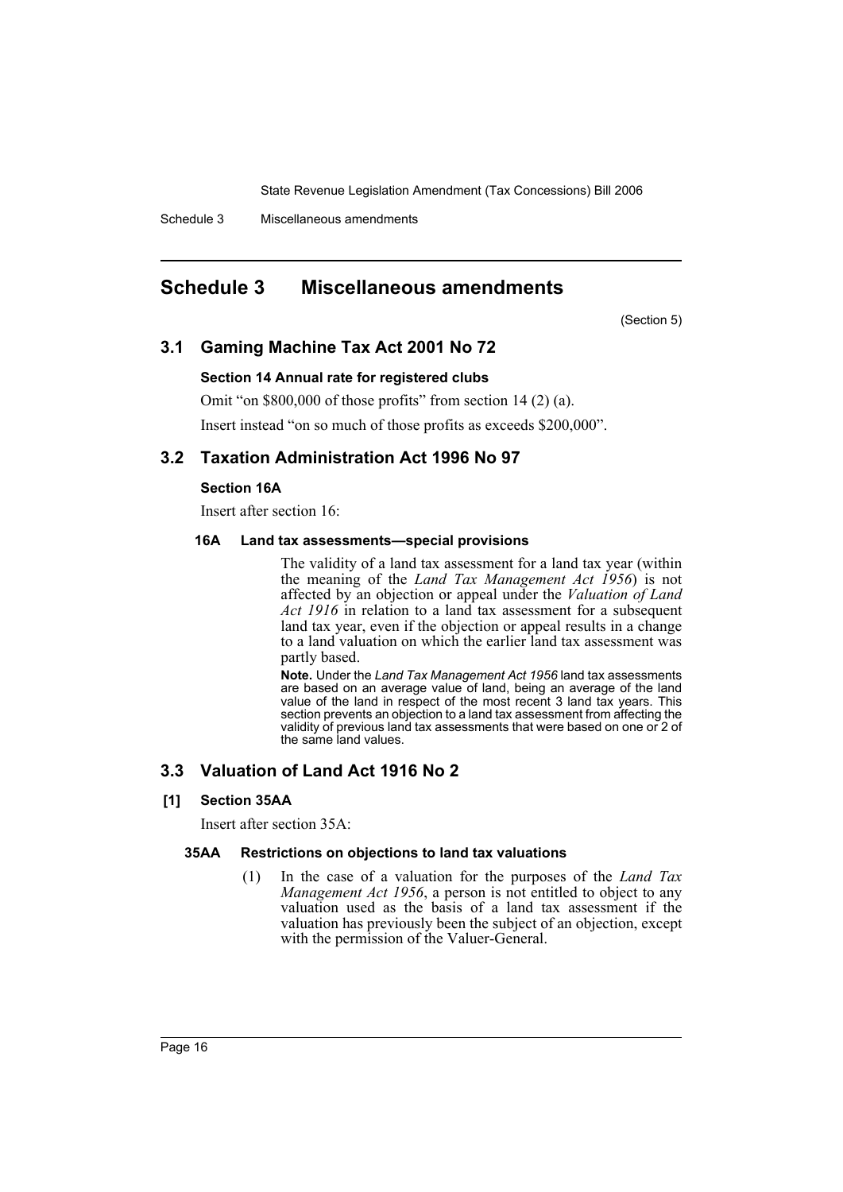## Schedule 3 Miscellaneous amendments

(Section 5)

### 3.1 Gaming Machine Tax Act 2001 No 72

#### Section 14 Annual rate for registered clubs

Omit "on $800,000 of those profits" from section 14 (2) (a).

Insert instead "on so much of those profits as exceeds $200,000".

### 3.2 Taxation Administration Act 1996 No 97

#### Section 16A

Insert after section 16:

#### 16A Land tax assessments—special provisions

The validity of a land tax assessment for a land tax year (within the meaning of the *Land Tax Management Act 1956*) is not affected by an objection or appeal under the *Valuation of Land Act 1916* in relation to a land tax assessment for a subsequent land tax year, even if the objection or appeal results in a change to a land valuation on which the earlier land tax assessment was partly based.

**Note.** Under the *Land Tax Management Act 1956* land tax assessments are based on an average value of land, being an average of the land value of the land in respect of the most recent 3 land tax years. This section prevents an objection to a land tax assessment from affecting the validity of previous land tax assessments that were based on one or 2 of the same land values.

### 3.3 Valuation of Land Act 1916 No 2

#### [1] Section 35AA

Insert after section 35A:

#### 35AA Restrictions on objections to land tax valuations

(1) In the case of a valuation for the purposes of the *Land Tax Management Act 1956*, a person is not entitled to object to any valuation used as the basis of a land tax assessment if the valuation has previously been the subject of an objection, except with the permission of the Valuer-General.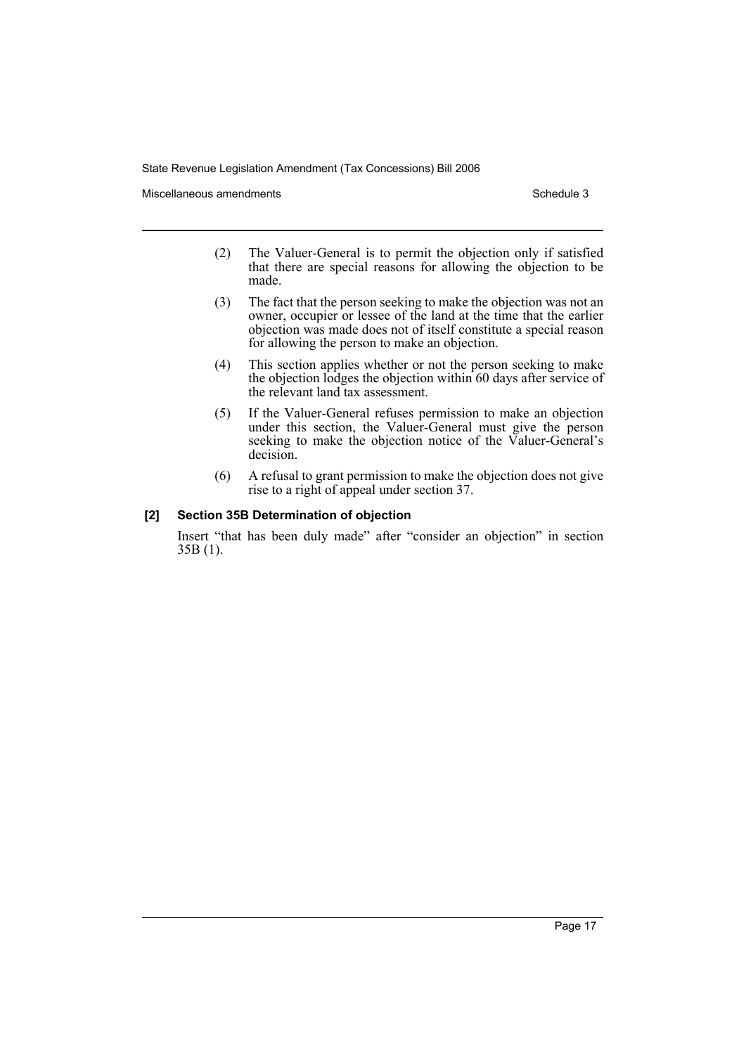(2) The Valuer-General is to permit the objection only if satisfied that there are special reasons for allowing the objection to be made.

(3) The fact that the person seeking to make the objection was not an owner, occupier or lessee of the land at the time that the earlier objection was made does not of itself constitute a special reason for allowing the person to make an objection.

(4) This section applies whether or not the person seeking to make the objection lodges the objection within 60 days after service of the relevant land tax assessment.

(5) If the Valuer-General refuses permission to make an objection under this section, the Valuer-General must give the person seeking to make the objection notice of the Valuer-General's decision.

(6) A refusal to grant permission to make the objection does not give rise to a right of appeal under section 37.

### [2] Section 35B Determination of objection

Insert "that has been duly made" after "consider an objection" in section 35B (1).